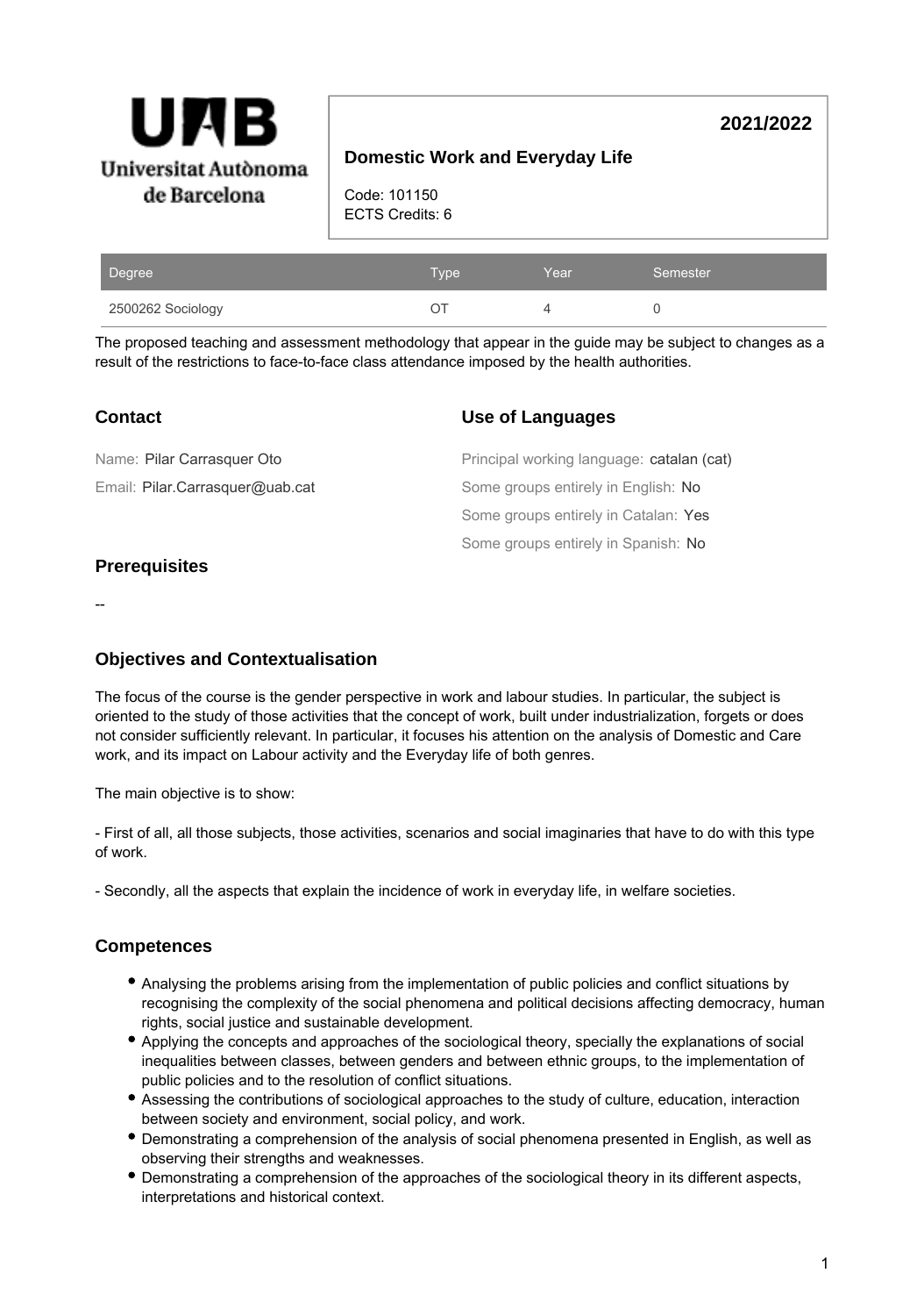UAB Universitat Autònoma de Barcelona

**2021/2022**

# Domestic Work and Everyday Life

Code: 101150
ECTS Credits: 6

| Degree | Type | Year | Semester |
| --- | --- | --- | --- |
| 2500262 Sociology | OT | 4 | 0 |

The proposed teaching and assessment methodology that appear in the guide may be subject to changes as a result of the restrictions to face-to-face class attendance imposed by the health authorities.

## Contact

Name: Pilar Carrasquer Oto

Email: Pilar.Carrasquer@uab.cat

## Use of Languages

Principal working language: catalan (cat)

Some groups entirely in English: No

Some groups entirely in Catalan: Yes

Some groups entirely in Spanish: No

## Prerequisites

--

## Objectives and Contextualisation

The focus of the course is the gender perspective in work and labour studies. In particular, the subject is oriented to the study of those activities that the concept of work, built under industrialization, forgets or does not consider sufficiently relevant. In particular, it focuses his attention on the analysis of Domestic and Care work, and its impact on Labour activity and the Everyday life of both genres.

The main objective is to show:

- First of all, all those subjects, those activities, scenarios and social imaginaries that have to do with this type of work.

- Secondly, all the aspects that explain the incidence of work in everyday life, in welfare societies.

## Competences

- Analysing the problems arising from the implementation of public policies and conflict situations by recognising the complexity of the social phenomena and political decisions affecting democracy, human rights, social justice and sustainable development.
- Applying the concepts and approaches of the sociological theory, specially the explanations of social inequalities between classes, between genders and between ethnic groups, to the implementation of public policies and to the resolution of conflict situations.
- Assessing the contributions of sociological approaches to the study of culture, education, interaction between society and environment, social policy, and work.
- Demonstrating a comprehension of the analysis of social phenomena presented in English, as well as observing their strengths and weaknesses.
- Demonstrating a comprehension of the approaches of the sociological theory in its different aspects, interpretations and historical context.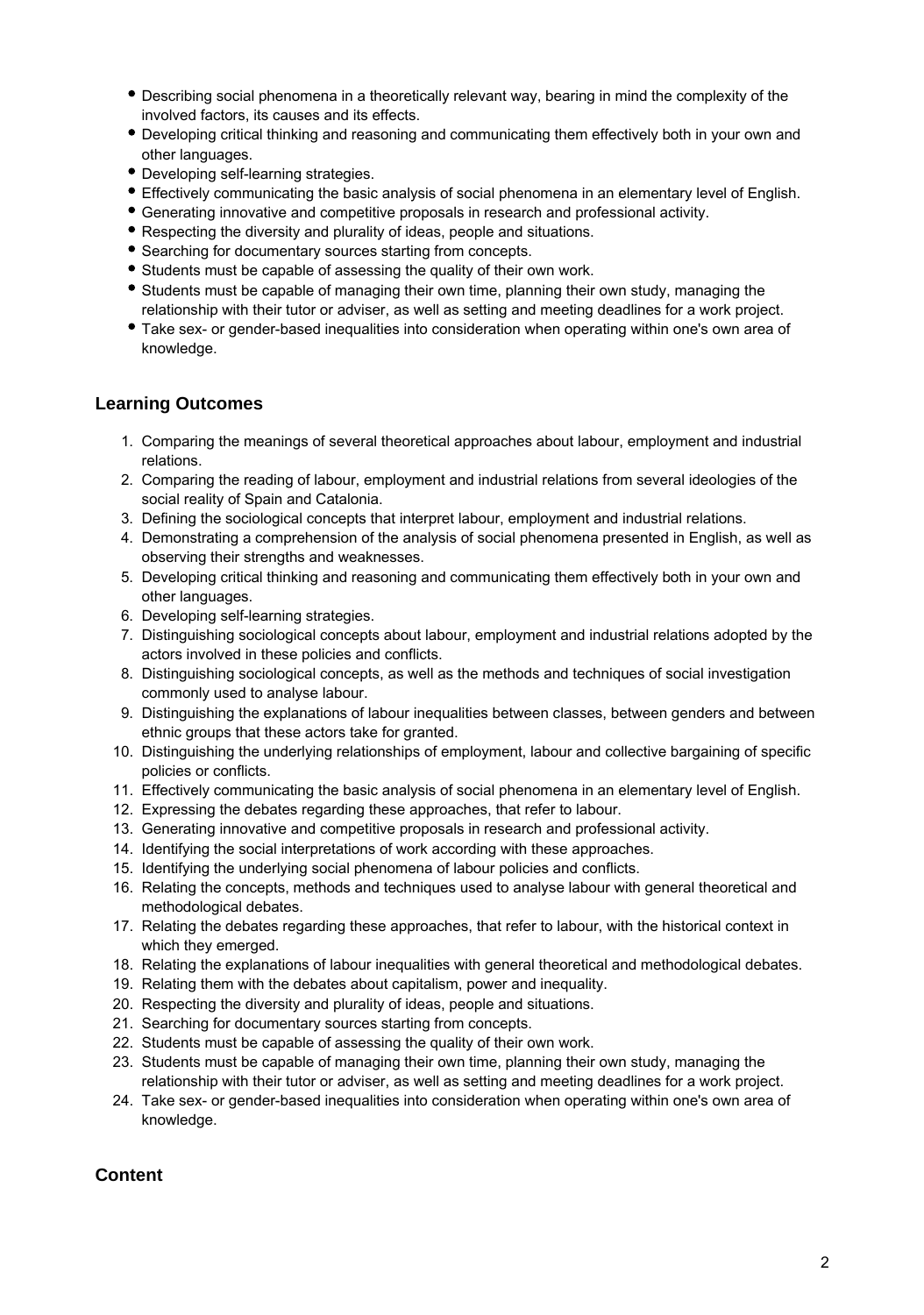- Describing social phenomena in a theoretically relevant way, bearing in mind the complexity of the involved factors, its causes and its effects.
- Developing critical thinking and reasoning and communicating them effectively both in your own and other languages.
- Developing self-learning strategies.
- Effectively communicating the basic analysis of social phenomena in an elementary level of English.
- Generating innovative and competitive proposals in research and professional activity.
- Respecting the diversity and plurality of ideas, people and situations.
- Searching for documentary sources starting from concepts.
- Students must be capable of assessing the quality of their own work.
- Students must be capable of managing their own time, planning their own study, managing the relationship with their tutor or adviser, as well as setting and meeting deadlines for a work project.
- Take sex- or gender-based inequalities into consideration when operating within one's own area of knowledge.

## Learning Outcomes

1. Comparing the meanings of several theoretical approaches about labour, employment and industrial relations.
2. Comparing the reading of labour, employment and industrial relations from several ideologies of the social reality of Spain and Catalonia.
3. Defining the sociological concepts that interpret labour, employment and industrial relations.
4. Demonstrating a comprehension of the analysis of social phenomena presented in English, as well as observing their strengths and weaknesses.
5. Developing critical thinking and reasoning and communicating them effectively both in your own and other languages.
6. Developing self-learning strategies.
7. Distinguishing sociological concepts about labour, employment and industrial relations adopted by the actors involved in these policies and conflicts.
8. Distinguishing sociological concepts, as well as the methods and techniques of social investigation commonly used to analyse labour.
9. Distinguishing the explanations of labour inequalities between classes, between genders and between ethnic groups that these actors take for granted.
10. Distinguishing the underlying relationships of employment, labour and collective bargaining of specific policies or conflicts.
11. Effectively communicating the basic analysis of social phenomena in an elementary level of English.
12. Expressing the debates regarding these approaches, that refer to labour.
13. Generating innovative and competitive proposals in research and professional activity.
14. Identifying the social interpretations of work according with these approaches.
15. Identifying the underlying social phenomena of labour policies and conflicts.
16. Relating the concepts, methods and techniques used to analyse labour with general theoretical and methodological debates.
17. Relating the debates regarding these approaches, that refer to labour, with the historical context in which they emerged.
18. Relating the explanations of labour inequalities with general theoretical and methodological debates.
19. Relating them with the debates about capitalism, power and inequality.
20. Respecting the diversity and plurality of ideas, people and situations.
21. Searching for documentary sources starting from concepts.
22. Students must be capable of assessing the quality of their own work.
23. Students must be capable of managing their own time, planning their own study, managing the relationship with their tutor or adviser, as well as setting and meeting deadlines for a work project.
24. Take sex- or gender-based inequalities into consideration when operating within one's own area of knowledge.

## Content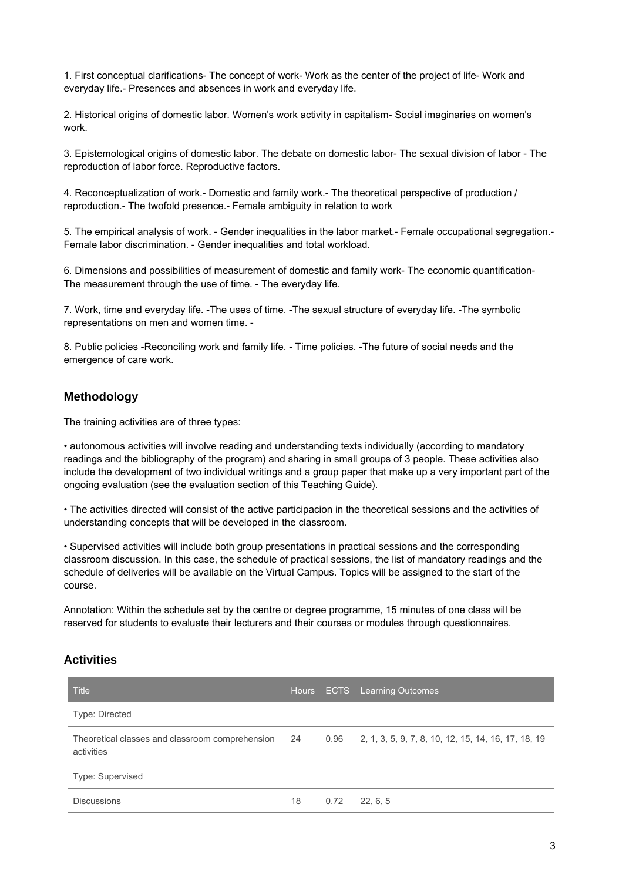1. First conceptual clarifications- The concept of work- Work as the center of the project of life- Work and everyday life.- Presences and absences in work and everyday life.

2. Historical origins of domestic labor. Women's work activity in capitalism- Social imaginaries on women's work.

3. Epistemological origins of domestic labor. The debate on domestic labor- The sexual division of labor - The reproduction of labor force. Reproductive factors.

4. Reconceptualization of work.- Domestic and family work.- The theoretical perspective of production / reproduction.- The twofold presence.- Female ambiguity in relation to work

5. The empirical analysis of work. - Gender inequalities in the labor market.- Female occupational segregation.- Female labor discrimination. - Gender inequalities and total workload.

6. Dimensions and possibilities of measurement of domestic and family work- The economic quantification- The measurement through the use of time. - The everyday life.

7. Work, time and everyday life. -The uses of time. -The sexual structure of everyday life. -The symbolic representations on men and women time. -

8. Public policies -Reconciling work and family life. - Time policies. -The future of social needs and the emergence of care work.

## Methodology

The training activities are of three types:

• autonomous activities will involve reading and understanding texts individually (according to mandatory readings and the bibliography of the program) and sharing in small groups of 3 people. These activities also include the development of two individual writings and a group paper that make up a very important part of the ongoing evaluation (see the evaluation section of this Teaching Guide).

• The activities directed will consist of the active participacion in the theoretical sessions and the activities of understanding concepts that will be developed in the classroom.

• Supervised activities will include both group presentations in practical sessions and the corresponding classroom discussion. In this case, the schedule of practical sessions, the list of mandatory readings and the schedule of deliveries will be available on the Virtual Campus. Topics will be assigned to the start of the course.

Annotation: Within the schedule set by the centre or degree programme, 15 minutes of one class will be reserved for students to evaluate their lecturers and their courses or modules through questionnaires.

## Activities

| Title | Hours | ECTS | Learning Outcomes |
|---|---|---|---|
| Type: Directed | | | |
| Theoretical classes and classroom comprehension activities | 24 | 0.96 | 2, 1, 3, 5, 9, 7, 8, 10, 12, 15, 14, 16, 17, 18, 19 |
| Type: Supervised | | | |
| Discussions | 18 | 0.72 | 22, 6, 5 |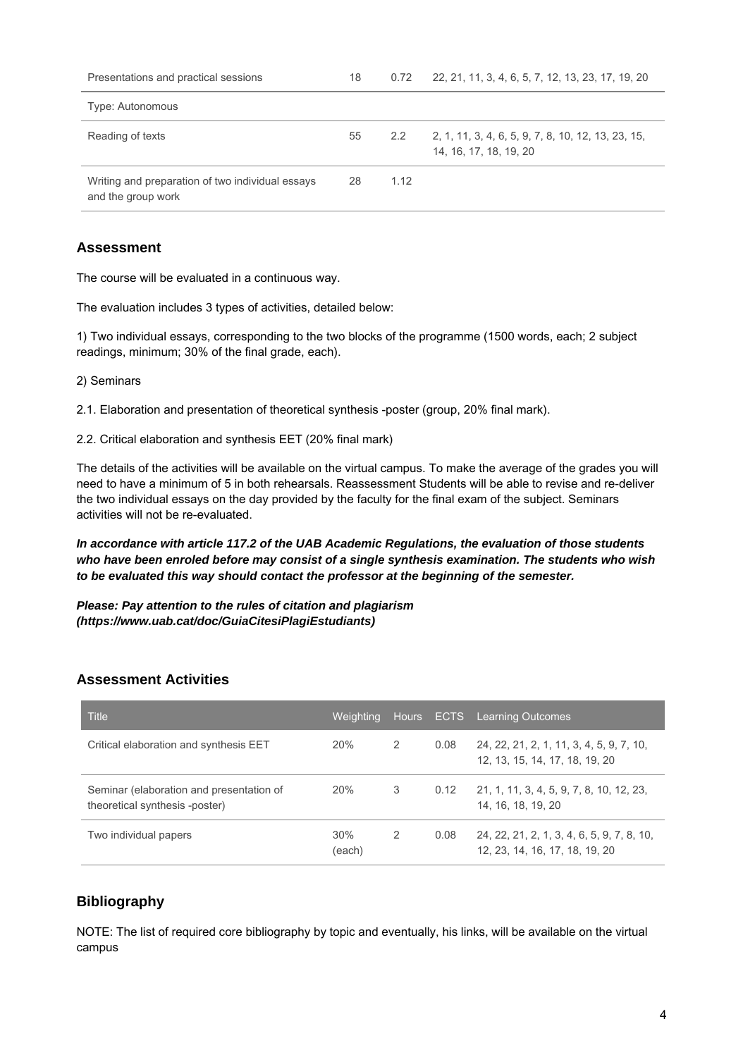| | | | |
|---|---|---|---|
| Presentations and practical sessions | 18 | 0.72 | 22, 21, 11, 3, 4, 6, 5, 7, 12, 13, 23, 17, 19, 20 |
| Type: Autonomous | | | |
| Reading of texts | 55 | 2.2 | 2, 1, 11, 3, 4, 6, 5, 9, 7, 8, 10, 12, 13, 23, 15, 14, 16, 17, 18, 19, 20 |
| Writing and preparation of two individual essays and the group work | 28 | 1.12 | |

## Assessment

The course will be evaluated in a continuous way.

The evaluation includes 3 types of activities, detailed below:

1) Two individual essays, corresponding to the two blocks of the programme (1500 words, each; 2 subject readings, minimum; 30% of the final grade, each).

2) Seminars

2.1. Elaboration and presentation of theoretical synthesis -poster (group, 20% final mark).

2.2. Critical elaboration and synthesis EET (20% final mark)

The details of the activities will be available on the virtual campus. To make the average of the grades you will need to have a minimum of 5 in both rehearsals. Reassessment Students will be able to revise and re-deliver the two individual essays on the day provided by the faculty for the final exam of the subject. Seminars activities will not be re-evaluated.

***In accordance with article 117.2 of the UAB Academic Regulations, the evaluation of those students who have been enroled before may consist of a single synthesis examination. The students who wish to be evaluated this way should contact the professor at the beginning of the semester.***

***Please: Pay attention to the rules of citation and plagiarism (https://www.uab.cat/doc/GuiaCitesiPlagiEstudiants)***

## Assessment Activities

| Title | Weighting | Hours | ECTS | Learning Outcomes |
|---|---|---|---|---|
| Critical elaboration and synthesis EET | 20% | 2 | 0.08 | 24, 22, 21, 2, 1, 11, 3, 4, 5, 9, 7, 10, 12, 13, 15, 14, 17, 18, 19, 20 |
| Seminar (elaboration and presentation of theoretical synthesis -poster) | 20% | 3 | 0.12 | 21, 1, 11, 3, 4, 5, 9, 7, 8, 10, 12, 23, 14, 16, 18, 19, 20 |
| Two individual papers | 30% (each) | 2 | 0.08 | 24, 22, 21, 2, 1, 3, 4, 6, 5, 9, 7, 8, 10, 12, 23, 14, 16, 17, 18, 19, 20 |

## Bibliography

NOTE: The list of required core bibliography by topic and eventually, his links, will be available on the virtual campus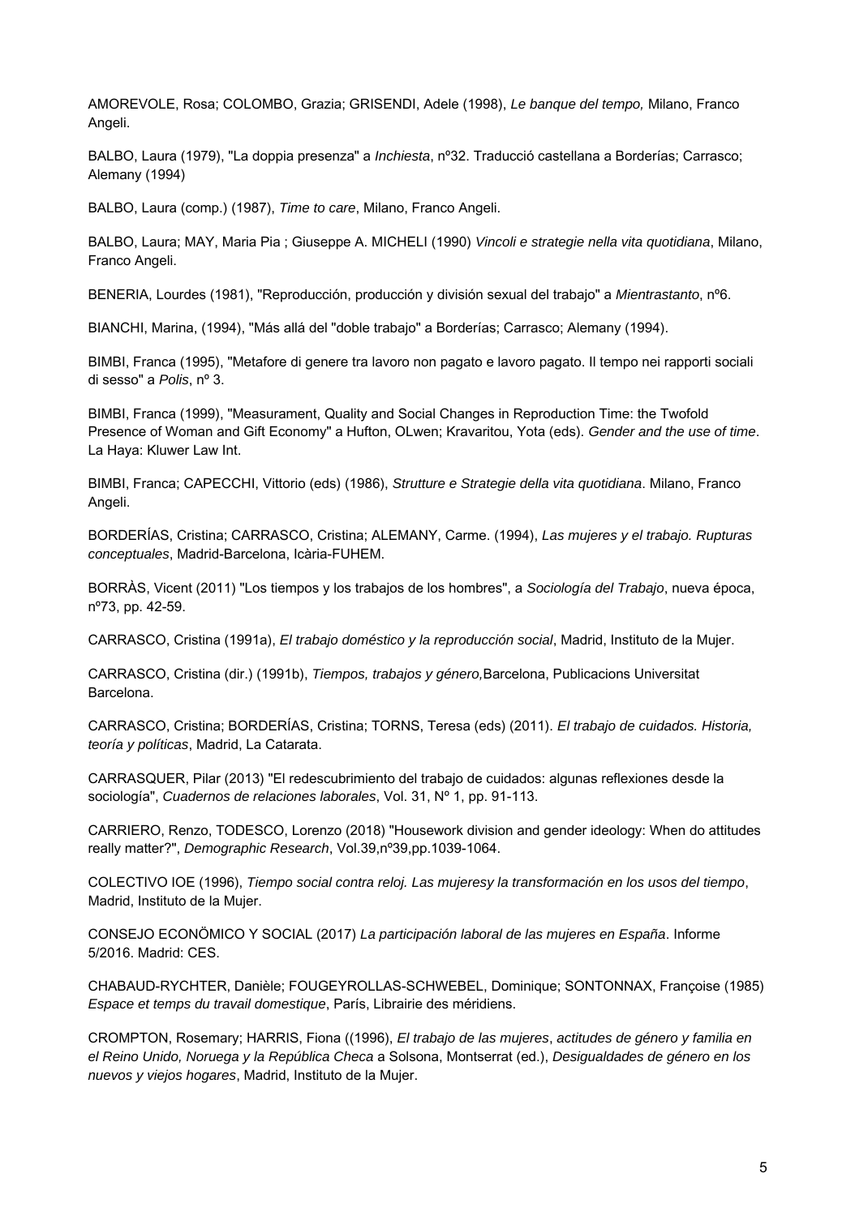AMOREVOLE, Rosa; COLOMBO, Grazia; GRISENDI, Adele (1998), *Le banque del tempo,* Milano, Franco Angeli.

BALBO, Laura (1979), "La doppia presenza" a *Inchiesta*, nº32. Traducció castellana a Borderías; Carrasco; Alemany (1994)

BALBO, Laura (comp.) (1987), *Time to care*, Milano, Franco Angeli.

BALBO, Laura; MAY, Maria Pia ; Giuseppe A. MICHELI (1990) *Vincoli e strategie nella vita quotidiana*, Milano, Franco Angeli.

BENERIA, Lourdes (1981), "Reproducción, producción y división sexual del trabajo" a *Mientrastanto*, nº6.

BIANCHI, Marina, (1994), "Más allá del "doble trabajo" a Borderías; Carrasco; Alemany (1994).

BIMBI, Franca (1995), "Metafore di genere tra lavoro non pagato e lavoro pagato. Il tempo nei rapporti sociali di sesso" a *Polis*, nº 3.

BIMBI, Franca (1999), "Measurament, Quality and Social Changes in Reproduction Time: the Twofold Presence of Woman and Gift Economy" a Hufton, OLwen; Kravaritou, Yota (eds). *Gender and the use of time*. La Haya: Kluwer Law Int.

BIMBI, Franca; CAPECCHI, Vittorio (eds) (1986), *Strutture e Strategie della vita quotidiana*. Milano, Franco Angeli.

BORDERÍAS, Cristina; CARRASCO, Cristina; ALEMANY, Carme. (1994), *Las mujeres y el trabajo. Rupturas conceptuales*, Madrid-Barcelona, Icària-FUHEM.

BORRÀS, Vicent (2011) "Los tiempos y los trabajos de los hombres", a *Sociología del Trabajo*, nueva época, nº73, pp. 42-59.

CARRASCO, Cristina (1991a), *El trabajo doméstico y la reproducción social*, Madrid, Instituto de la Mujer.

CARRASCO, Cristina (dir.) (1991b), *Tiempos, trabajos y género,*Barcelona, Publicacions Universitat Barcelona.

CARRASCO, Cristina; BORDERÍAS, Cristina; TORNS, Teresa (eds) (2011). *El trabajo de cuidados. Historia, teoría y políticas*, Madrid, La Catarata.

CARRASQUER, Pilar (2013) "El redescubrimiento del trabajo de cuidados: algunas reflexiones desde la sociología", *Cuadernos de relaciones laborales*, Vol. 31, Nº 1, pp. 91-113.

CARRIERO, Renzo, TODESCO, Lorenzo (2018) "Housework division and gender ideology: When do attitudes really matter?", *Demographic Research*, Vol.39,nº39,pp.1039-1064.

COLECTIVO IOE (1996), *Tiempo social contra reloj. Las mujeresy la transformación en los usos del tiempo*, Madrid, Instituto de la Mujer.

CONSEJO ECONÖMICO Y SOCIAL (2017) *La participación laboral de las mujeres en España*. Informe 5/2016. Madrid: CES.

CHABAUD-RYCHTER, Danièle; FOUGEYROLLAS-SCHWEBEL, Dominique; SONTONNAX, Françoise (1985) *Espace et temps du travail domestique*, París, Librairie des méridiens.

CROMPTON, Rosemary; HARRIS, Fiona ((1996), *El trabajo de las mujeres*, *actitudes de género y familia en el Reino Unido, Noruega y la República Checa* a Solsona, Montserrat (ed.), *Desigualdades de género en los nuevos y viejos hogares*, Madrid, Instituto de la Mujer.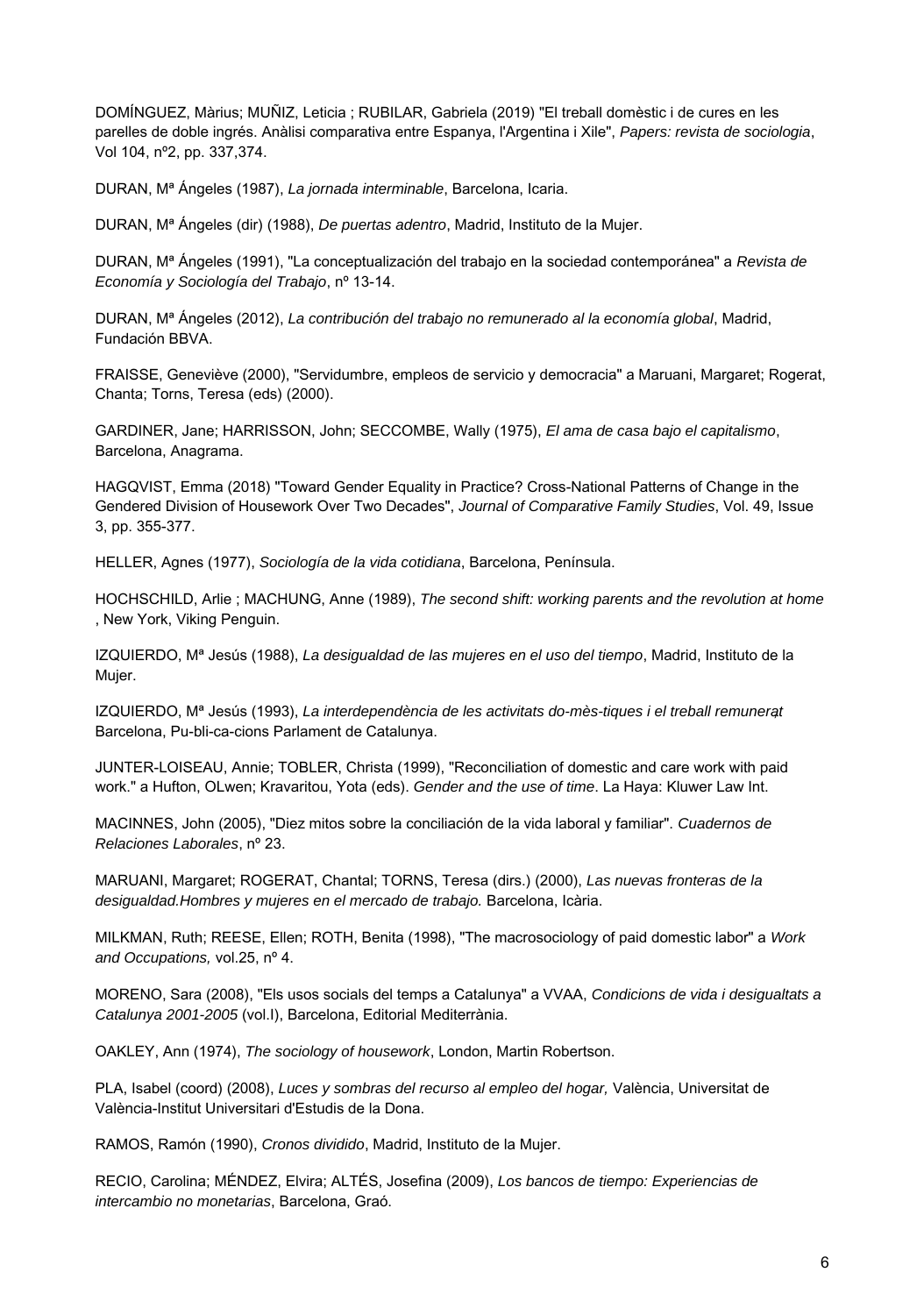DOMÍNGUEZ, Màrius; MUÑIZ, Leticia ; RUBILAR, Gabriela (2019) "El treball domèstic i de cures en les parelles de doble ingrés. Anàlisi comparativa entre Espanya, l'Argentina i Xile", *Papers: revista de sociologia*, Vol 104, nº2, pp. 337,374.

DURAN, Mª Ángeles (1987), *La jornada interminable*, Barcelona, Icaria.

DURAN, Mª Ángeles (dir) (1988), *De puertas adentro*, Madrid, Instituto de la Mujer.

DURAN, Mª Ángeles (1991), "La conceptualización del trabajo en la sociedad contemporánea" a *Revista de Economía y Sociología del Trabajo*, nº 13-14.

DURAN, Mª Ángeles (2012), *La contribución del trabajo no remunerado al la economía global*, Madrid, Fundación BBVA.

FRAISSE, Geneviève (2000), "Servidumbre, empleos de servicio y democracia" a Maruani, Margaret; Rogerat, Chanta; Torns, Teresa (eds) (2000).

GARDINER, Jane; HARRISSON, John; SECCOMBE, Wally (1975), *El ama de casa bajo el capitalismo*, Barcelona, Anagrama.

HAGQVIST, Emma (2018) "Toward Gender Equality in Practice? Cross-National Patterns of Change in the Gendered Division of Housework Over Two Decades", *Journal of Comparative Family Studies*, Vol. 49, Issue 3, pp. 355-377.

HELLER, Agnes (1977), *Sociología de la vida cotidiana*, Barcelona, Península.

HOCHSCHILD, Arlie ; MACHUNG, Anne (1989), *The second shift: working parents and the revolution at home* , New York, Viking Penguin.

IZQUIERDO, Mª Jesús (1988), *La desigualdad de las mujeres en el uso del tiempo*, Madrid, Instituto de la Mujer.

IZQUIERDO, Mª Jesús (1993), *La interdependència de les activitats do-mès-tiques i el treball remunerat* Barcelona, Pu-bli-ca-cions Parlament de Catalunya.

JUNTER-LOISEAU, Annie; TOBLER, Christa (1999), "Reconciliation of domestic and care work with paid work." a Hufton, OLwen; Kravaritou, Yota (eds). *Gender and the use of time*. La Haya: Kluwer Law Int.

MACINNES, John (2005), "Diez mitos sobre la conciliación de la vida laboral y familiar". *Cuadernos de Relaciones Laborales*, nº 23.

MARUANI, Margaret; ROGERAT, Chantal; TORNS, Teresa (dirs.) (2000), *Las nuevas fronteras de la desigualdad.Hombres y mujeres en el mercado de trabajo.* Barcelona, Icària.

MILKMAN, Ruth; REESE, Ellen; ROTH, Benita (1998), "The macrosociology of paid domestic labor" a *Work and Occupations,* vol.25, nº 4.

MORENO, Sara (2008), "Els usos socials del temps a Catalunya" a VVAA, *Condicions de vida i desigualtats a Catalunya 2001-2005* (vol.I), Barcelona, Editorial Mediterrània.

OAKLEY, Ann (1974), *The sociology of housework*, London, Martin Robertson.

PLA, Isabel (coord) (2008), *Luces y sombras del recurso al empleo del hogar,* València, Universitat de València-Institut Universitari d'Estudis de la Dona.

RAMOS, Ramón (1990), *Cronos dividido*, Madrid, Instituto de la Mujer.

RECIO, Carolina; MÉNDEZ, Elvira; ALTÉS, Josefina (2009), *Los bancos de tiempo: Experiencias de intercambio no monetarias*, Barcelona, Graó.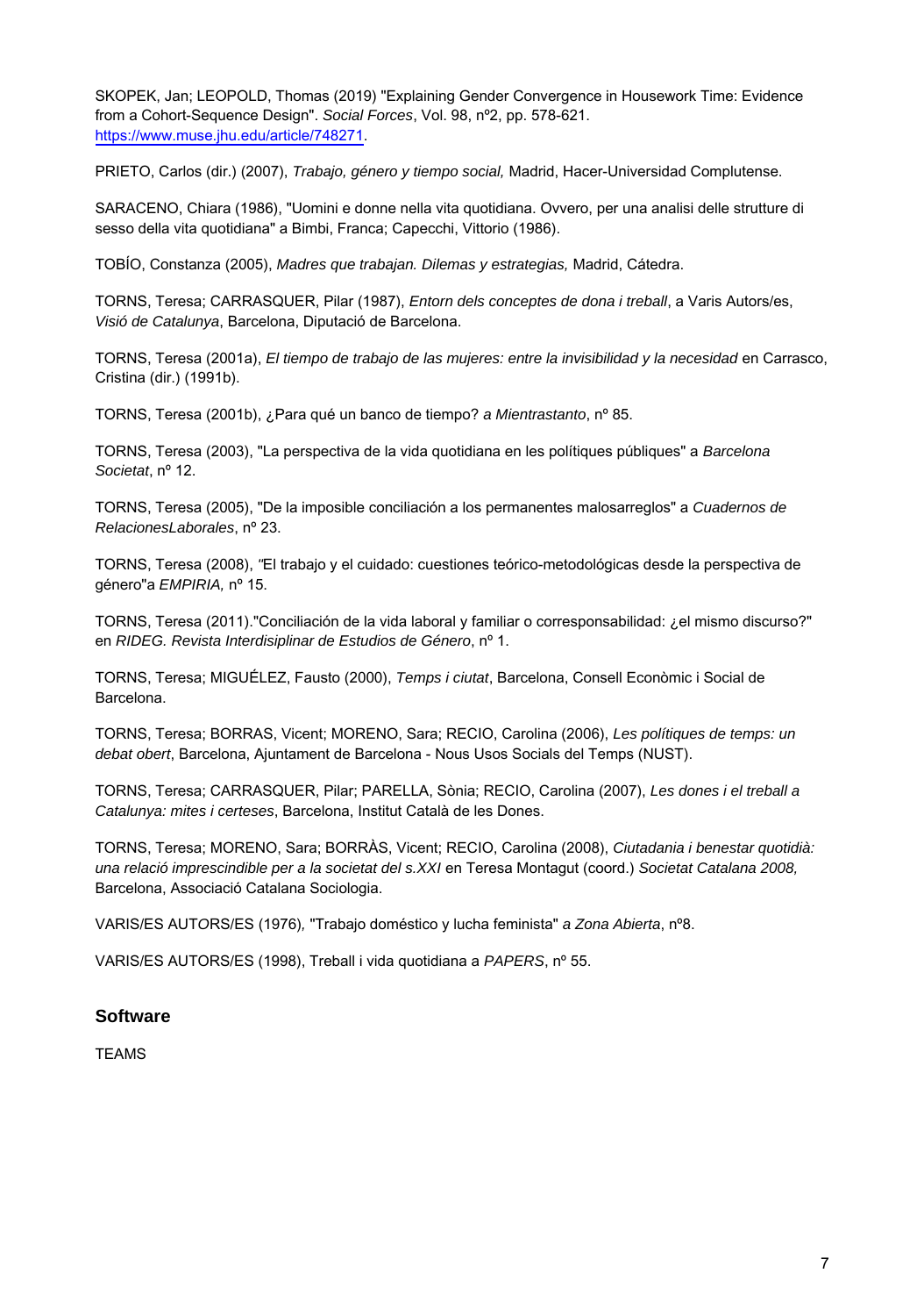SKOPEK, Jan; LEOPOLD, Thomas (2019) "Explaining Gender Convergence in Housework Time: Evidence from a Cohort-Sequence Design". *Social Forces*, Vol. 98, nº2, pp. 578-621. https://www.muse.jhu.edu/article/748271.

PRIETO, Carlos (dir.) (2007), *Trabajo, género y tiempo social,* Madrid, Hacer-Universidad Complutense.

SARACENO, Chiara (1986), "Uomini e donne nella vita quotidiana. Ovvero, per una analisi delle strutture di sesso della vita quotidiana" a Bimbi, Franca; Capecchi, Vittorio (1986).

TOBÍO, Constanza (2005), *Madres que trabajan. Dilemas y estrategias,* Madrid, Cátedra.

TORNS, Teresa; CARRASQUER, Pilar (1987), *Entorn dels conceptes de dona i treball*, a Varis Autors/es, *Visió de Catalunya*, Barcelona, Diputació de Barcelona.

TORNS, Teresa (2001a), *El tiempo de trabajo de las mujeres: entre la invisibilidad y la necesidad* en Carrasco, Cristina (dir.) (1991b).

TORNS, Teresa (2001b), ¿Para qué un banco de tiempo? *a Mientrastanto*, nº 85.

TORNS, Teresa (2003), "La perspectiva de la vida quotidiana en les polítiques públiques" a *Barcelona Societat*, nº 12.

TORNS, Teresa (2005), "De la imposible conciliación a los permanentes malosarreglos" a *Cuadernos de RelacionesLaborales*, nº 23.

TORNS, Teresa (2008), *"*El trabajo y el cuidado: cuestiones teórico-metodológicas desde la perspectiva de género"a *EMPIRIA,* nº 15.

TORNS, Teresa (2011)."Conciliación de la vida laboral y familiar o corresponsabilidad: ¿el mismo discurso?" en *RIDEG. Revista Interdisiplinar de Estudios de Género*, nº 1.

TORNS, Teresa; MIGUÉLEZ, Fausto (2000), *Temps i ciutat*, Barcelona, Consell Econòmic i Social de Barcelona.

TORNS, Teresa; BORRAS, Vicent; MORENO, Sara; RECIO, Carolina (2006), *Les polítiques de temps: un debat obert*, Barcelona, Ajuntament de Barcelona - Nous Usos Socials del Temps (NUST).

TORNS, Teresa; CARRASQUER, Pilar; PARELLA, Sònia; RECIO, Carolina (2007), *Les dones i el treball a Catalunya: mites i certeses*, Barcelona, Institut Català de les Dones.

TORNS, Teresa; MORENO, Sara; BORRÀS, Vicent; RECIO, Carolina (2008), *Ciutadania i benestar quotidià: una relació imprescindible per a la societat del s.XXI* en Teresa Montagut (coord.) *Societat Catalana 2008,* Barcelona, Associació Catalana Sociologia.

VARIS/ES AUTORS/ES (1976)*,* "Trabajo doméstico y lucha feminista" *a Zona Abierta*, nº8.

VARIS/ES AUTORS/ES (1998), Treball i vida quotidiana a *PAPERS*, nº 55.

## Software

TEAMS